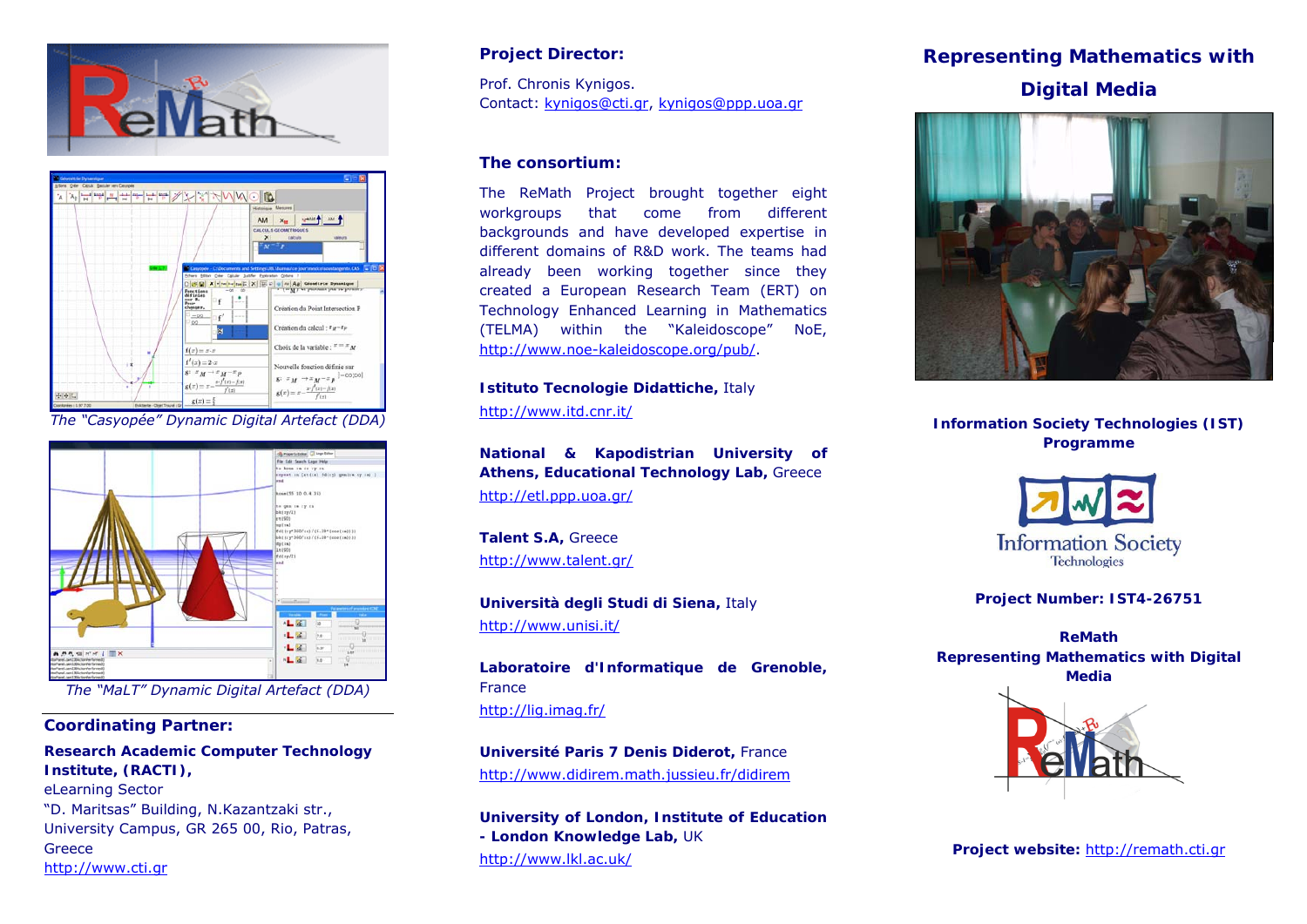The "Casyopée" Dynamic Digital Artefact (DDA)

The "MaLT" Dynamic Digital Artefact (DDA)

## Coordinating Partner:

**Research Academic Computer Technology Institute, (RACTI),**
eLearning Sector
"D. Maritsas" Building, N.Kazantzaki str.,
University Campus, GR 265 00, Rio, Patras, Greece
http://www.cti.gr

## Project Director:

Prof. Chronis Kynigos.
Contact: kynigos@cti.gr, kynigos@ppp.uoa.gr

## The consortium:

The ReMath Project brought together eight workgroups that come from different backgrounds and have developed expertise in different domains of R&D work. The teams had already been working together since they created a European Research Team (ERT) on Technology Enhanced Learning in Mathematics (TELMA) within the "Kaleidoscope" NoE, http://www.noe-kaleidoscope.org/pub/.

**Istituto Tecnologie Didattiche,** Italy
http://www.itd.cnr.it/

**National & Kapodistrian University of Athens, Educational Technology Lab,** Greece
http://etl.ppp.uoa.gr/

**Talent S.A,** Greece
http://www.talent.gr/

**Università degli Studi di Siena,** Italy
http://www.unisi.it/

**Laboratoire d'Informatique de Grenoble,** France
http://lig.imag.fr/

**Université Paris 7 Denis Diderot,** France
http://www.didirem.math.jussieu.fr/didirem

**University of London, Institute of Education - London Knowledge Lab,** UK
http://www.lkl.ac.uk/

# Representing Mathematics with Digital Media

**Information Society Technologies (IST) Programme**

Information Society Technologies

**Project Number: IST4-26751**

**ReMath**
**Representing Mathematics with Digital Media**

**Project website:** http://remath.cti.gr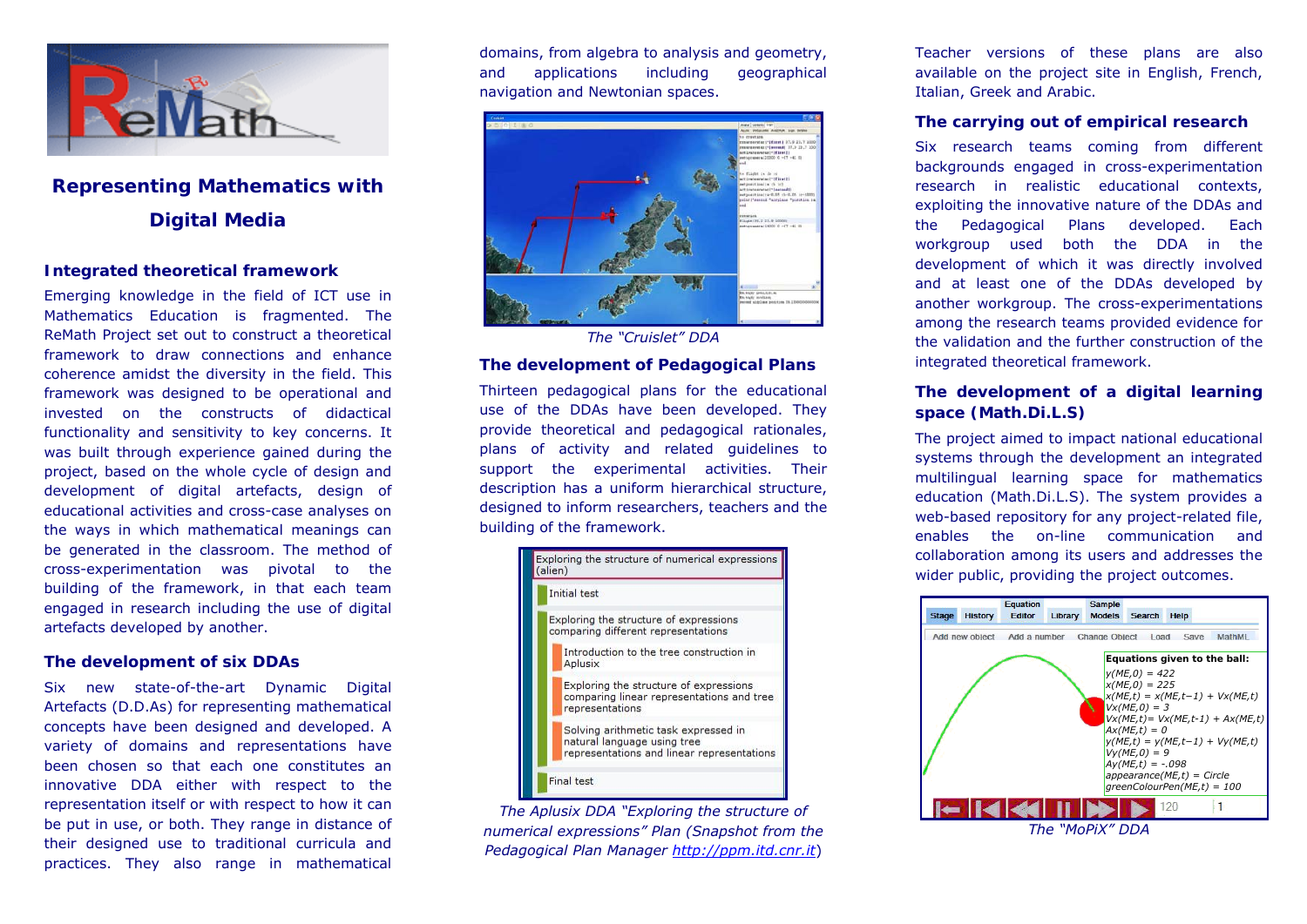# Representing Mathematics with Digital Media

## Integrated theoretical framework

Emerging knowledge in the field of ICT use in Mathematics Education is fragmented. The ReMath Project set out to construct a theoretical framework to draw connections and enhance coherence amidst the diversity in the field. This framework was designed to be operational and invested on the constructs of didactical functionality and sensitivity to key concerns. It was built through experience gained during the project, based on the whole cycle of design and development of digital artefacts, design of educational activities and cross-case analyses on the ways in which mathematical meanings can be generated in the classroom. The method of cross-experimentation was pivotal to the building of the framework, in that each team engaged in research including the use of digital artefacts developed by another.

## The development of six DDAs

Six new state-of-the-art Dynamic Digital Artefacts (D.D.As) for representing mathematical concepts have been designed and developed. A variety of domains and representations have been chosen so that each one constitutes an innovative DDA either with respect to the representation itself or with respect to how it can be put in use, or both. They range in distance of their designed use to traditional curricula and practices. They also range in mathematical domains, from algebra to analysis and geometry, and applications including geographical navigation and Newtonian spaces.

*The "Cruislet" DDA*

## The development of Pedagogical Plans

Thirteen pedagogical plans for the educational use of the DDAs have been developed. They provide theoretical and pedagogical rationales, plans of activity and related guidelines to support the experimental activities. Their description has a uniform hierarchical structure, designed to inform researchers, teachers and the building of the framework.

Exploring the structure of numerical expressions (alien)

Initial test

Exploring the structure of expressions comparing different representations

Introduction to the tree construction in Aplusix

Exploring the structure of expressions comparing linear representations and tree representations

Solving arithmetic task expressed in natural language using tree representations and linear representations

Final test

*The Aplusix DDA "Exploring the structure of numerical expressions" Plan (Snapshot from the Pedagogical Plan Manager http://ppm.itd.cnr.it)*

Teacher versions of these plans are also available on the project site in English, French, Italian, Greek and Arabic.

## The carrying out of empirical research

Six research teams coming from different backgrounds engaged in cross-experimentation research in realistic educational contexts, exploiting the innovative nature of the DDAs and the Pedagogical Plans developed. Each workgroup used both the DDA in the development of which it was directly involved and at least one of the DDAs developed by another workgroup. The cross-experimentations among the research teams provided evidence for the validation and the further construction of the integrated theoretical framework.

## The development of a digital learning space (Math.Di.L.S)

The project aimed to impact national educational systems through the development an integrated multilingual learning space for mathematics education (Math.Di.L.S). The system provides a web-based repository for any project-related file, enables the on-line communication and collaboration among its users and addresses the wider public, providing the project outcomes.

*The "MoPiX" DDA*